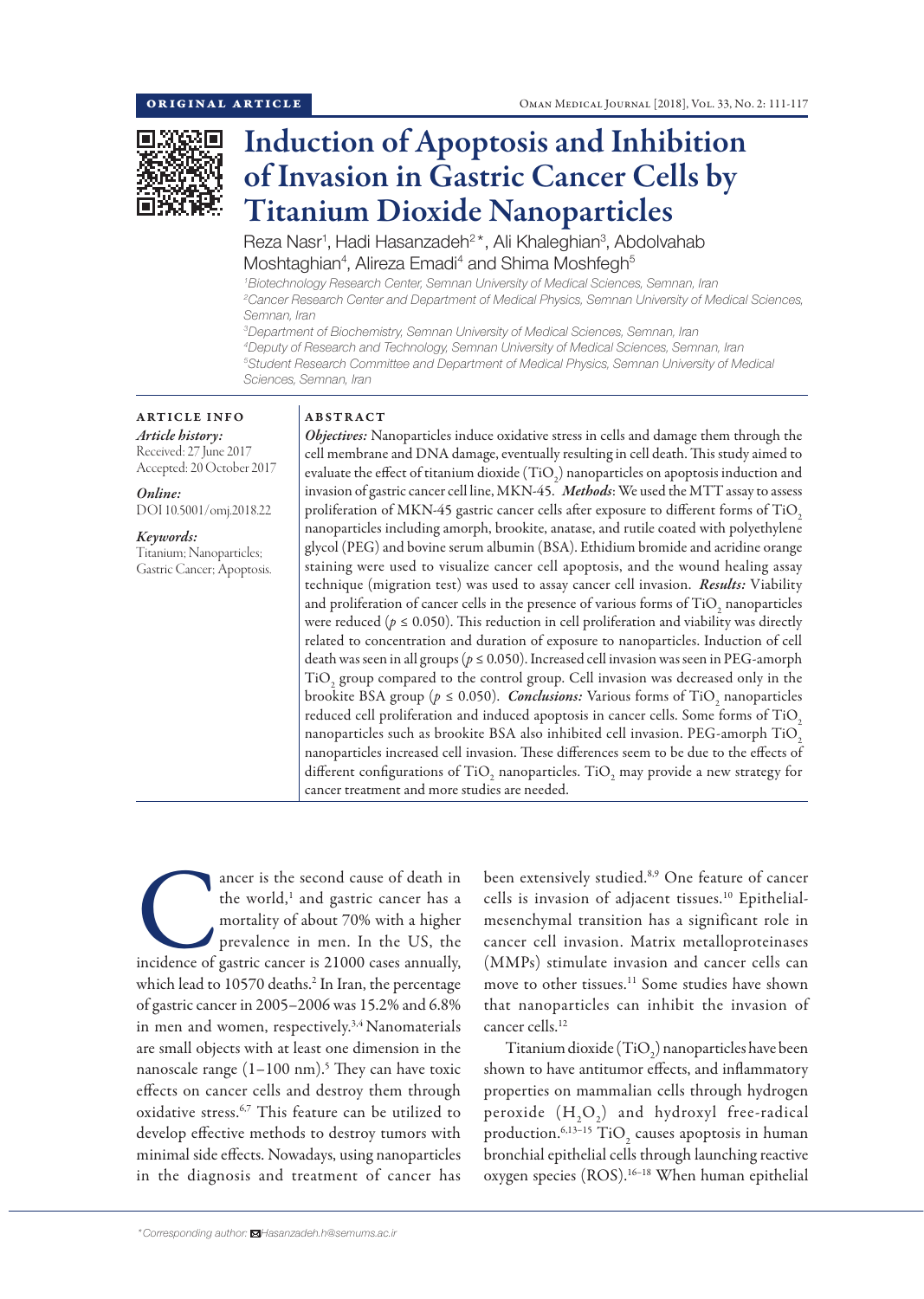ORIGINAL ARTICLE

# Induction of Apoptosis and Inhibition of Invasion in Gastric Cancer Cells by Titanium Dioxide Nanoparticles

Reza Nasr[1], Hadi Hasanzadeh[2]*, Ali Khaleghian[3], Abdolvahab Moshtaghian[4], Alireza Emadi[4] and Shima Moshfegh[5]

[1]*Biotechnology Research Center, Semnan University of Medical Sciences, Semnan, Iran*
[2]*Cancer Research Center and Department of Medical Physics, Semnan University of Medical Sciences, Semnan, Iran*
[3]*Department of Biochemistry, Semnan University of Medical Sciences, Semnan, Iran*
[4]*Deputy of Research and Technology, Semnan University of Medical Sciences, Semnan, Iran*
[5]*Student Research Committee and Department of Medical Physics, Semnan University of Medical Sciences, Semnan, Iran*

## ARTICLE INFO

***Article history:***
Received: 27 June 2017
Accepted: 20 October 2017

***Online:***
DOI 10.5001/omj.2018.22

***Keywords:***
Titanium; Nanoparticles; Gastric Cancer; Apoptosis.

## ABSTRACT

***Objectives:*** Nanoparticles induce oxidative stress in cells and damage them through the cell membrane and DNA damage, eventually resulting in cell death. This study aimed to evaluate the effect of titanium dioxide ($TiO_2$) nanoparticles on apoptosis induction and invasion of gastric cancer cell line, MKN-45. ***Methods***: We used the MTT assay to assess proliferation of MKN-45 gastric cancer cells after exposure to different forms of $TiO_2$ nanoparticles including amorph, brookite, anatase, and rutile coated with polyethylene glycol (PEG) and bovine serum albumin (BSA). Ethidium bromide and acridine orange staining were used to visualize cancer cell apoptosis, and the wound healing assay technique (migration test) was used to assay cancer cell invasion. ***Results:*** Viability and proliferation of cancer cells in the presence of various forms of $TiO_2$ nanoparticles were reduced ($p \leq 0.050$). This reduction in cell proliferation and viability was directly related to concentration and duration of exposure to nanoparticles. Induction of cell death was seen in all groups ($p \leq 0.050$). Increased cell invasion was seen in PEG-amorph $TiO_2$ group compared to the control group. Cell invasion was decreased only in the brookite BSA group ($p \leq 0.050$). ***Conclusions:*** Various forms of $TiO_2$ nanoparticles reduced cell proliferation and induced apoptosis in cancer cells. Some forms of $TiO_2$ nanoparticles such as brookite BSA also inhibited cell invasion. PEG-amorph $TiO_2$ nanoparticles increased cell invasion. These differences seem to be due to the effects of different configurations of $TiO_2$ nanoparticles. $TiO_2$ may provide a new strategy for cancer treatment and more studies are needed.

Cancer is the second cause of death in the world,[1] and gastric cancer has a mortality of about 70% with a higher prevalence in men. In the US, the incidence of gastric cancer is 21000 cases annually, which lead to 10570 deaths.[2] In Iran, the percentage of gastric cancer in 2005–2006 was 15.2% and 6.8% in men and women, respectively.[3,4] Nanomaterials are small objects with at least one dimension in the nanoscale range (1–100 nm).[5] They can have toxic effects on cancer cells and destroy them through oxidative stress.[6,7] This feature can be utilized to develop effective methods to destroy tumors with minimal side effects. Nowadays, using nanoparticles in the diagnosis and treatment of cancer has been extensively studied.[8,9] One feature of cancer cells is invasion of adjacent tissues.[10] Epithelial-mesenchymal transition has a significant role in cancer cell invasion. Matrix metalloproteinases (MMPs) stimulate invasion and cancer cells can move to other tissues.[11] Some studies have shown that nanoparticles can inhibit the invasion of cancer cells.[12]

Titanium dioxide ($TiO_2$) nanoparticles have been shown to have antitumor effects, and inflammatory properties on mammalian cells through hydrogen peroxide ($H_2O_2$) and hydroxyl free-radical production.[6,13–15] $TiO_2$ causes apoptosis in human bronchial epithelial cells through launching reactive oxygen species (ROS).[16–18] When human epithelial

*Corresponding author: Hasanzadeh.h@semums.ac.ir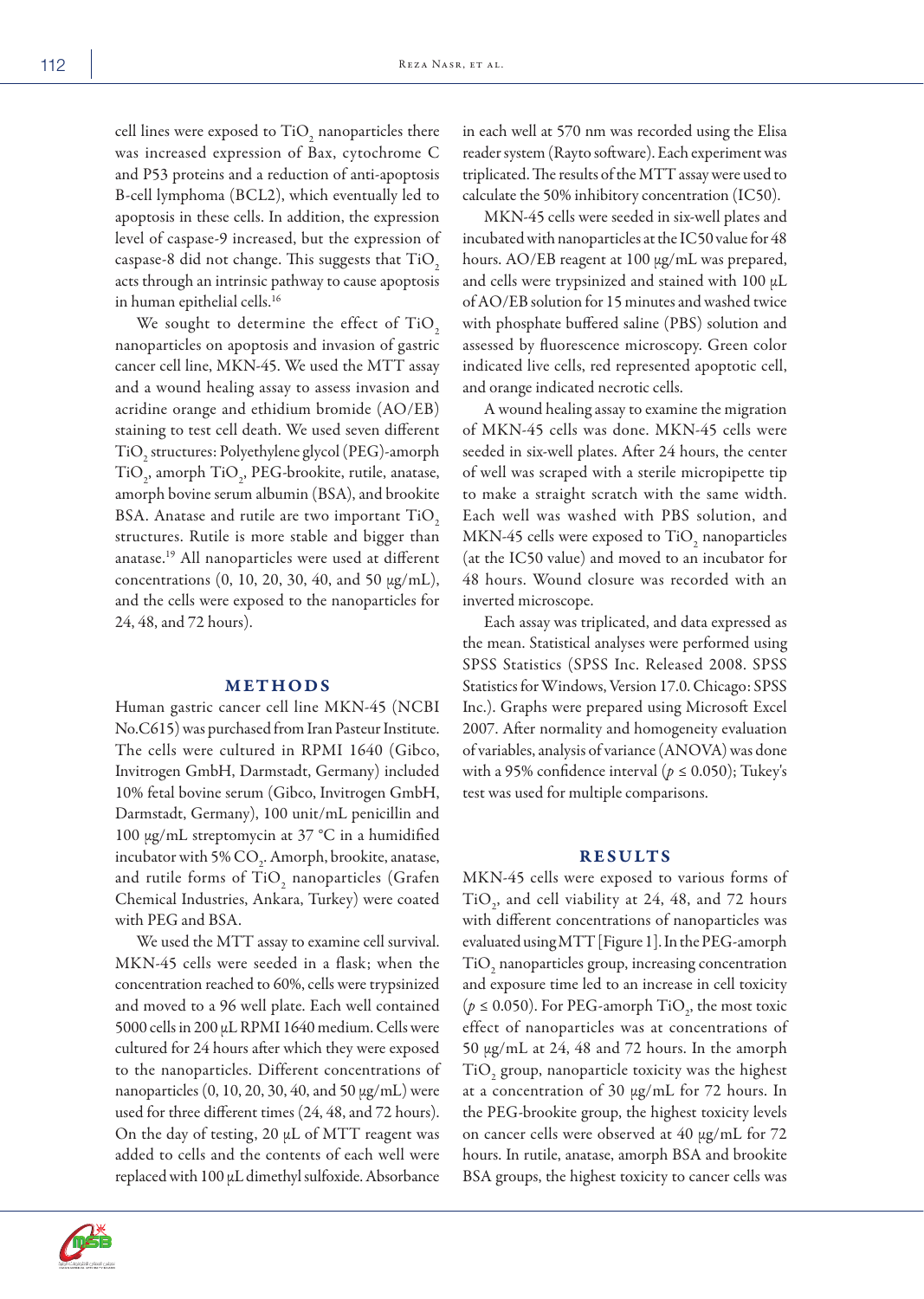cell lines were exposed to $TiO_2$ nanoparticles there was increased expression of Bax, cytochrome C and P53 proteins and a reduction of anti-apoptosis B-cell lymphoma (BCL2), which eventually led to apoptosis in these cells. In addition, the expression level of caspase-9 increased, but the expression of caspase-8 did not change. This suggests that $TiO_2$ acts through an intrinsic pathway to cause apoptosis in human epithelial cells.[16]

We sought to determine the effect of $TiO_2$ nanoparticles on apoptosis and invasion of gastric cancer cell line, MKN-45. We used the MTT assay and a wound healing assay to assess invasion and acridine orange and ethidium bromide (AO/EB) staining to test cell death. We used seven different $TiO_2$ structures: Polyethylene glycol (PEG)-amorph $TiO_2$, amorph $TiO_2$, PEG-brookite, rutile, anatase, amorph bovine serum albumin (BSA), and brookite BSA. Anatase and rutile are two important $TiO_2$ structures. Rutile is more stable and bigger than anatase.[19] All nanoparticles were used at different concentrations (0, 10, 20, 30, 40, and 50 μg/mL), and the cells were exposed to the nanoparticles for 24, 48, and 72 hours).

## METHODS

Human gastric cancer cell line MKN-45 (NCBI No.C615) was purchased from Iran Pasteur Institute. The cells were cultured in RPMI 1640 (Gibco, Invitrogen GmbH, Darmstadt, Germany) included 10% fetal bovine serum (Gibco, Invitrogen GmbH, Darmstadt, Germany), 100 unit/mL penicillin and 100 μg/mL streptomycin at 37 °C in a humidified incubator with 5% $CO_2$. Amorph, brookite, anatase, and rutile forms of $TiO_2$ nanoparticles (Grafen Chemical Industries, Ankara, Turkey) were coated with PEG and BSA.

We used the MTT assay to examine cell survival. MKN-45 cells were seeded in a flask; when the concentration reached to 60%, cells were trypsinized and moved to a 96 well plate. Each well contained 5000 cells in 200 μL RPMI 1640 medium. Cells were cultured for 24 hours after which they were exposed to the nanoparticles. Different concentrations of nanoparticles (0, 10, 20, 30, 40, and 50 μg/mL) were used for three different times (24, 48, and 72 hours). On the day of testing, 20 μL of MTT reagent was added to cells and the contents of each well were replaced with 100 μL dimethyl sulfoxide. Absorbance in each well at 570 nm was recorded using the Elisa reader system (Rayto software). Each experiment was triplicated. The results of the MTT assay were used to calculate the 50% inhibitory concentration (IC50).

MKN-45 cells were seeded in six-well plates and incubated with nanoparticles at the IC50 value for 48 hours. AO/EB reagent at 100 μg/mL was prepared, and cells were trypsinized and stained with 100 μL of AO/EB solution for 15 minutes and washed twice with phosphate buffered saline (PBS) solution and assessed by fluorescence microscopy. Green color indicated live cells, red represented apoptotic cell, and orange indicated necrotic cells.

A wound healing assay to examine the migration of MKN-45 cells was done. MKN-45 cells were seeded in six-well plates. After 24 hours, the center of well was scraped with a sterile micropipette tip to make a straight scratch with the same width. Each well was washed with PBS solution, and MKN-45 cells were exposed to $TiO_2$ nanoparticles (at the IC50 value) and moved to an incubator for 48 hours. Wound closure was recorded with an inverted microscope.

Each assay was triplicated, and data expressed as the mean. Statistical analyses were performed using SPSS Statistics (SPSS Inc. Released 2008. SPSS Statistics for Windows, Version 17.0. Chicago: SPSS Inc.). Graphs were prepared using Microsoft Excel 2007. After normality and homogeneity evaluation of variables, analysis of variance (ANOVA) was done with a 95% confidence interval ($p \leq 0.050$); Tukey's test was used for multiple comparisons.

## RESULTS

MKN-45 cells were exposed to various forms of $TiO_2$, and cell viability at 24, 48, and 72 hours with different concentrations of nanoparticles was evaluated using MTT [Figure 1]. In the PEG-amorph $TiO_2$ nanoparticles group, increasing concentration and exposure time led to an increase in cell toxicity ($p \leq 0.050$). For PEG-amorph $TiO_2$, the most toxic effect of nanoparticles was at concentrations of 50 μg/mL at 24, 48 and 72 hours. In the amorph $TiO_2$ group, nanoparticle toxicity was the highest at a concentration of 30 μg/mL for 72 hours. In the PEG-brookite group, the highest toxicity levels on cancer cells were observed at 40 μg/mL for 72 hours. In rutile, anatase, amorph BSA and brookite BSA groups, the highest toxicity to cancer cells was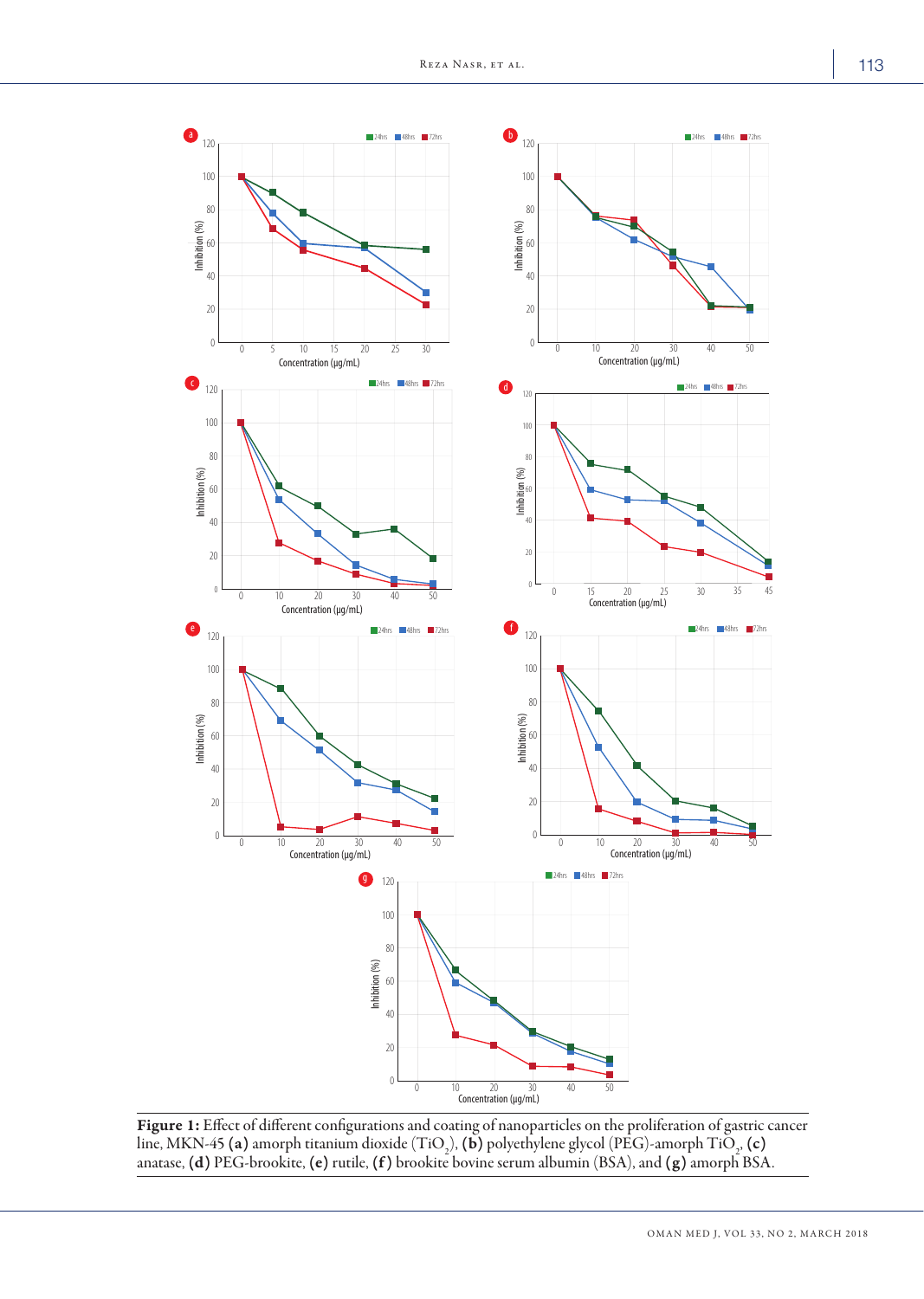**Figure 1:** Effect of different configurations and coating of nanoparticles on the proliferation of gastric cancer line, MKN-45 **(a)** amorph titanium dioxide ($TiO_2$), **(b)** polyethylene glycol (PEG)-amorph $TiO_2$, **(c)** anatase, **(d)** PEG-brookite, **(e)** rutile, **(f)** brookite bovine serum albumin (BSA), and **(g)** amorph BSA.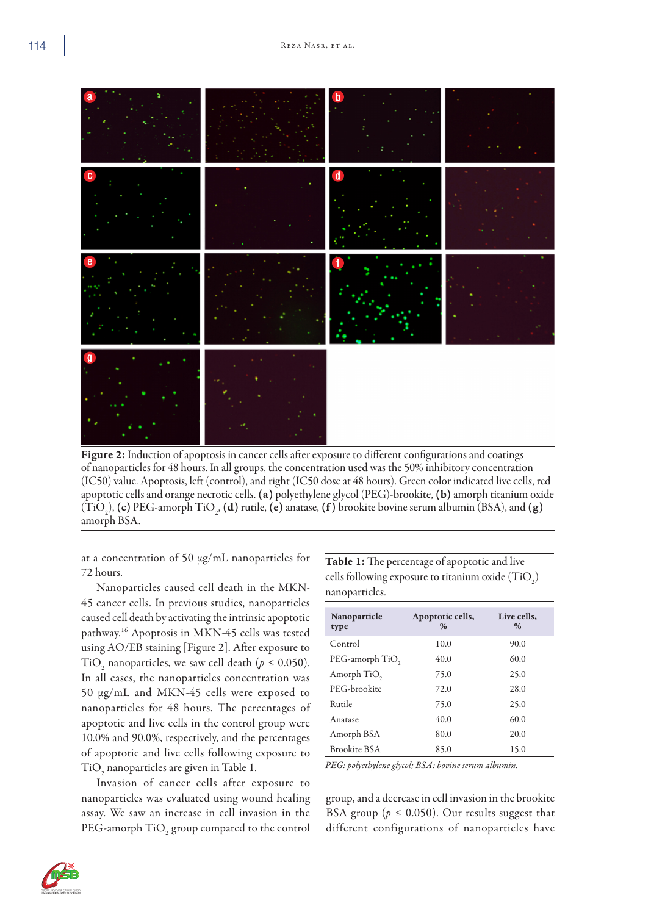**Figure 2:** Induction of apoptosis in cancer cells after exposure to different configurations and coatings of nanoparticles for 48 hours. In all groups, the concentration used was the 50% inhibitory concentration (IC50) value. Apoptosis, left (control), and right (IC50 dose at 48 hours). Green color indicated live cells, red apoptotic cells and orange necrotic cells. **(a)** polyethylene glycol (PEG)-brookite, **(b)** amorph titanium oxide ($TiO_2$), **(c)** PEG-amorph $TiO_2$, **(d)** rutile, **(e)** anatase, **(f)** brookite bovine serum albumin (BSA), and **(g)** amorph BSA.

at a concentration of 50 µg/mL nanoparticles for 72 hours.

Nanoparticles caused cell death in the MKN-45 cancer cells. In previous studies, nanoparticles caused cell death by activating the intrinsic apoptotic pathway.[16] Apoptosis in MKN-45 cells was tested using AO/EB staining [Figure 2]. After exposure to $TiO_2$ nanoparticles, we saw cell death ($p \leq 0.050$). In all cases, the nanoparticles concentration was 50 µg/mL and MKN-45 cells were exposed to nanoparticles for 48 hours. The percentages of apoptotic and live cells in the control group were 10.0% and 90.0%, respectively, and the percentages of apoptotic and live cells following exposure to $TiO_2$ nanoparticles are given in Table 1.

**Table 1:** The percentage of apoptotic and live cells following exposure to titanium oxide ($TiO_2$) nanoparticles.

| Nanoparticle type | Apoptotic cells, % | Live cells, % |
|---|---|---|
| Control | 10.0 | 90.0 |
| PEG-amorph $TiO_2$ | 40.0 | 60.0 |
| Amorph $TiO_2$ | 75.0 | 25.0 |
| PEG-brookite | 72.0 | 28.0 |
| Rutile | 75.0 | 25.0 |
| Anatase | 40.0 | 60.0 |
| Amorph BSA | 80.0 | 20.0 |
| Brookite BSA | 85.0 | 15.0 |

*PEG: polyethylene glycol; BSA: bovine serum albumin.*

Invasion of cancer cells after exposure to nanoparticles was evaluated using wound healing assay. We saw an increase in cell invasion in the PEG-amorph $TiO_2$ group compared to the control group, and a decrease in cell invasion in the brookite BSA group ($p \leq 0.050$). Our results suggest that different configurations of nanoparticles have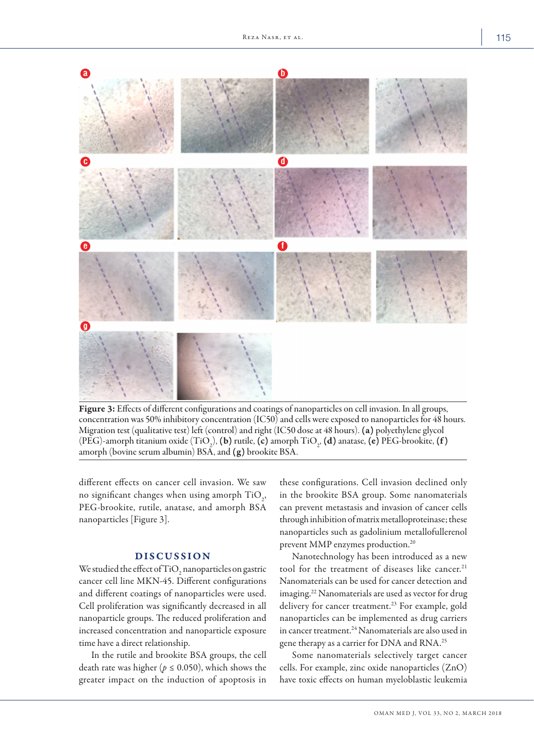**Figure 3:** Effects of different configurations and coatings of nanoparticles on cell invasion. In all groups, concentration was 50% inhibitory concentration (IC50) and cells were exposed to nanoparticles for 48 hours. Migration test (qualitative test) left (control) and right (IC50 dose at 48 hours). **(a)** polyethylene glycol (PEG)-amorph titanium oxide ($TiO_2$), **(b)** rutile, **(c)** amorph $TiO_2$, **(d)** anatase, **(e)** PEG-brookite, **(f)** amorph (bovine serum albumin) BSA, and **(g)** brookite BSA.

different effects on cancer cell invasion. We saw no significant changes when using amorph $TiO_2$, PEG-brookite, rutile, anatase, and amorph BSA nanoparticles [Figure 3].

## DISCUSSION

We studied the effect of $TiO_2$ nanoparticles on gastric cancer cell line MKN-45. Different configurations and different coatings of nanoparticles were used. Cell proliferation was significantly decreased in all nanoparticle groups. The reduced proliferation and increased concentration and nanoparticle exposure time have a direct relationship.

In the rutile and brookite BSA groups, the cell death rate was higher ($p \leq 0.050$), which shows the greater impact on the induction of apoptosis in these configurations. Cell invasion declined only in the brookite BSA group. Some nanomaterials can prevent metastasis and invasion of cancer cells through inhibition of matrix metalloproteinase; these nanoparticles such as gadolinium metallofullerenol prevent MMP enzymes production.[20]

Nanotechnology has been introduced as a new tool for the treatment of diseases like cancer.[21] Nanomaterials can be used for cancer detection and imaging.[22] Nanomaterials are used as vector for drug delivery for cancer treatment.[23] For example, gold nanoparticles can be implemented as drug carriers in cancer treatment.[24] Nanomaterials are also used in gene therapy as a carrier for DNA and RNA.[25]

Some nanomaterials selectively target cancer cells. For example, zinc oxide nanoparticles (ZnO) have toxic effects on human myeloblastic leukemia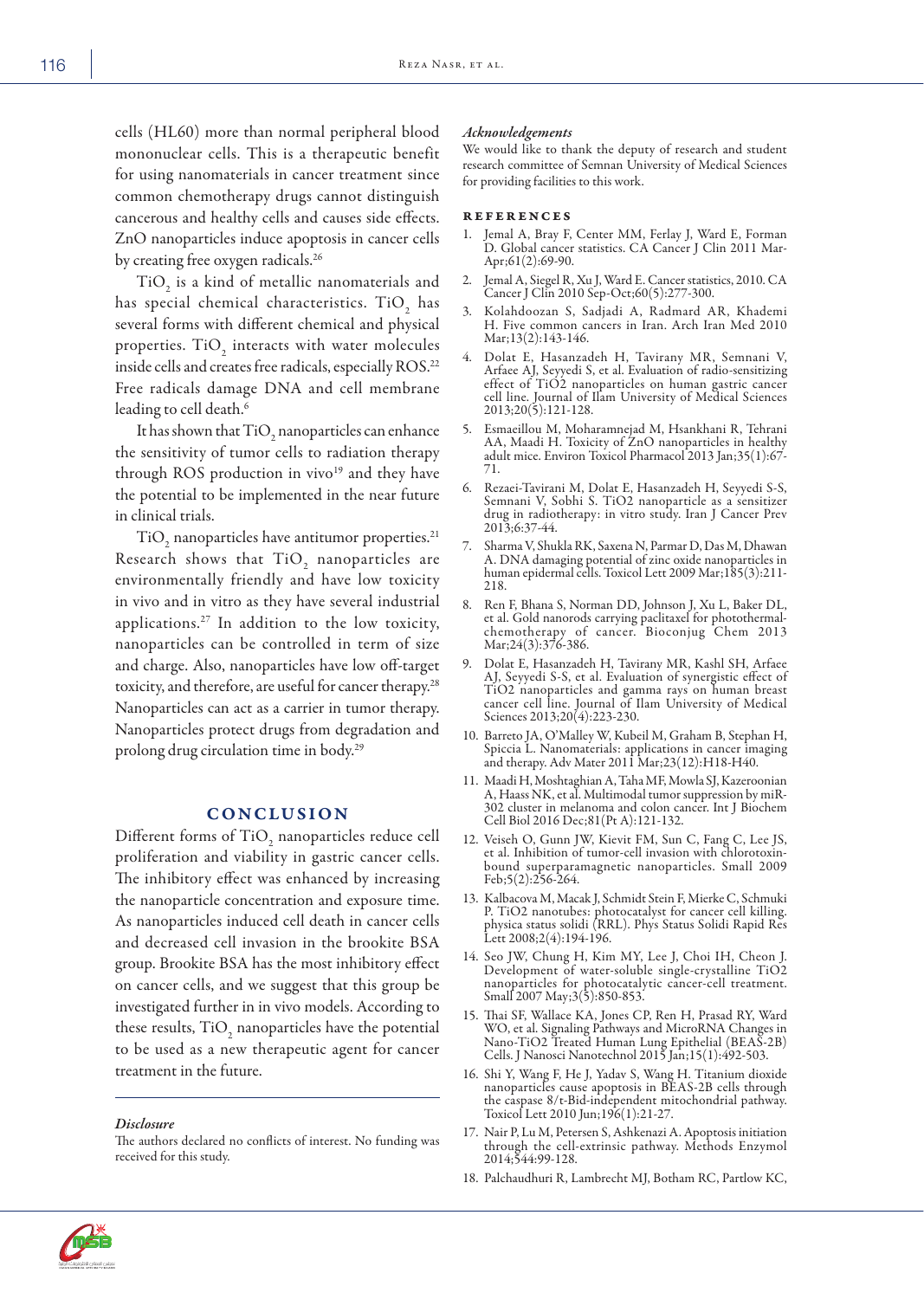cells (HL60) more than normal peripheral blood mononuclear cells. This is a therapeutic benefit for using nanomaterials in cancer treatment since common chemotherapy drugs cannot distinguish cancerous and healthy cells and causes side effects. ZnO nanoparticles induce apoptosis in cancer cells by creating free oxygen radicals.[26]

$TiO_2$ is a kind of metallic nanomaterials and has special chemical characteristics. $TiO_2$ has several forms with different chemical and physical properties. $TiO_2$ interacts with water molecules inside cells and creates free radicals, especially ROS.[22] Free radicals damage DNA and cell membrane leading to cell death.[6]

It has shown that $TiO_2$ nanoparticles can enhance the sensitivity of tumor cells to radiation therapy through ROS production in vivo[19] and they have the potential to be implemented in the near future in clinical trials.

$TiO_2$ nanoparticles have antitumor properties.[21] Research shows that $TiO_2$ nanoparticles are environmentally friendly and have low toxicity in vivo and in vitro as they have several industrial applications.[27] In addition to the low toxicity, nanoparticles can be controlled in term of size and charge. Also, nanoparticles have low off-target toxicity, and therefore, are useful for cancer therapy.[28] Nanoparticles can act as a carrier in tumor therapy. Nanoparticles protect drugs from degradation and prolong drug circulation time in body.[29]

## CONCLUSION

Different forms of $TiO_2$ nanoparticles reduce cell proliferation and viability in gastric cancer cells. The inhibitory effect was enhanced by increasing the nanoparticle concentration and exposure time. As nanoparticles induced cell death in cancer cells and decreased cell invasion in the brookite BSA group. Brookite BSA has the most inhibitory effect on cancer cells, and we suggest that this group be investigated further in in vivo models. According to these results, $TiO_2$ nanoparticles have the potential to be used as a new therapeutic agent for cancer treatment in the future.

### *Disclosure*

The authors declared no conflicts of interest. No funding was received for this study.

### *Acknowledgements*

We would like to thank the deputy of research and student research committee of Semnan University of Medical Sciences for providing facilities to this work.

## REFERENCES

1. Jemal A, Bray F, Center MM, Ferlay J, Ward E, Forman D. Global cancer statistics. CA Cancer J Clin 2011 Mar-Apr;61(2):69-90.
2. Jemal A, Siegel R, Xu J, Ward E. Cancer statistics, 2010. CA Cancer J Clin 2010 Sep-Oct;60(5):277-300.
3. Kolahdoozan S, Sadjadi A, Radmard AR, Khademi H. Five common cancers in Iran. Arch Iran Med 2010 Mar;13(2):143-146.
4. Dolat E, Hasanzadeh H, Tavirany MR, Semnani V, Arfaee AJ, Seyyedi S, et al. Evaluation of radio-sensitizing effect of TiO2 nanoparticles on human gastric cancer cell line. Journal of Ilam University of Medical Sciences 2013;20(5):121-128.
5. Esmaeillou M, Moharamnejad M, Hsankhani R, Tehrani AA, Maadi H. Toxicity of ZnO nanoparticles in healthy adult mice. Environ Toxicol Pharmacol 2013 Jan;35(1):67-71.
6. Rezaei-Tavirani M, Dolat E, Hasanzadeh H, Seyyedi S-S, Semnani V, Sobhi S. TiO2 nanoparticle as a sensitizer drug in radiotherapy: in vitro study. Iran J Cancer Prev 2013;6:37-44.
7. Sharma V, Shukla RK, Saxena N, Parmar D, Das M, Dhawan A. DNA damaging potential of zinc oxide nanoparticles in human epidermal cells. Toxicol Lett 2009 Mar;185(3):211-218.
8. Ren F, Bhana S, Norman DD, Johnson J, Xu L, Baker DL, et al. Gold nanorods carrying paclitaxel for photothermal-chemotherapy of cancer. Bioconjug Chem 2013 Mar;24(3):376-386.
9. Dolat E, Hasanzadeh H, Tavirany MR, Kashl SH, Arfaee AJ, Seyyedi S-S, et al. Evaluation of synergistic effect of TiO2 nanoparticles and gamma rays on human breast cancer cell line. Journal of Ilam University of Medical Sciences 2013;20(4):223-230.
10. Barreto JA, O'Malley W, Kubeil M, Graham B, Stephan H, Spiccia L. Nanomaterials: applications in cancer imaging and therapy. Adv Mater 2011 Mar;23(12):H18-H40.
11. Maadi H, Moshtaghian A, Taha MF, Mowla SJ, Kazeroonian A, Haass NK, et al. Multimodal tumor suppression by miR-302 cluster in melanoma and colon cancer. Int J Biochem Cell Biol 2016 Dec;81(Pt A):121-132.
12. Veiseh O, Gunn JW, Kievit FM, Sun C, Fang C, Lee JS, et al. Inhibition of tumor-cell invasion with chlorotoxin-bound superparamagnetic nanoparticles. Small 2009 Feb;5(2):256-264.
13. Kalbacova M, Macak J, Schmidt Stein F, Mierke C, Schmuki P. TiO2 nanotubes: photocatalyst for cancer cell killing. physica status solidi (RRL). Phys Status Solidi Rapid Res Lett 2008;2(4):194-196.
14. Seo JW, Chung H, Kim MY, Lee J, Choi IH, Cheon J. Development of water-soluble single-crystalline TiO2 nanoparticles for photocatalytic cancer-cell treatment. Small 2007 May;3(5):850-853.
15. Thai SF, Wallace KA, Jones CP, Ren H, Prasad RY, Ward WO, et al. Signaling Pathways and MicroRNA Changes in Nano-TiO2 Treated Human Lung Epithelial (BEAS-2B) Cells. J Nanosci Nanotechnol 2015 Jan;15(1):492-503.
16. Shi Y, Wang F, He J, Yadav S, Wang H. Titanium dioxide nanoparticles cause apoptosis in BEAS-2B cells through the caspase 8/t-Bid-independent mitochondrial pathway. Toxicol Lett 2010 Jun;196(1):21-27.
17. Nair P, Lu M, Petersen S, Ashkenazi A. Apoptosis initiation through the cell-extrinsic pathway. Methods Enzymol 2014;544:99-128.
18. Palchaudhuri R, Lambrecht MJ, Botham RC, Partlow KC,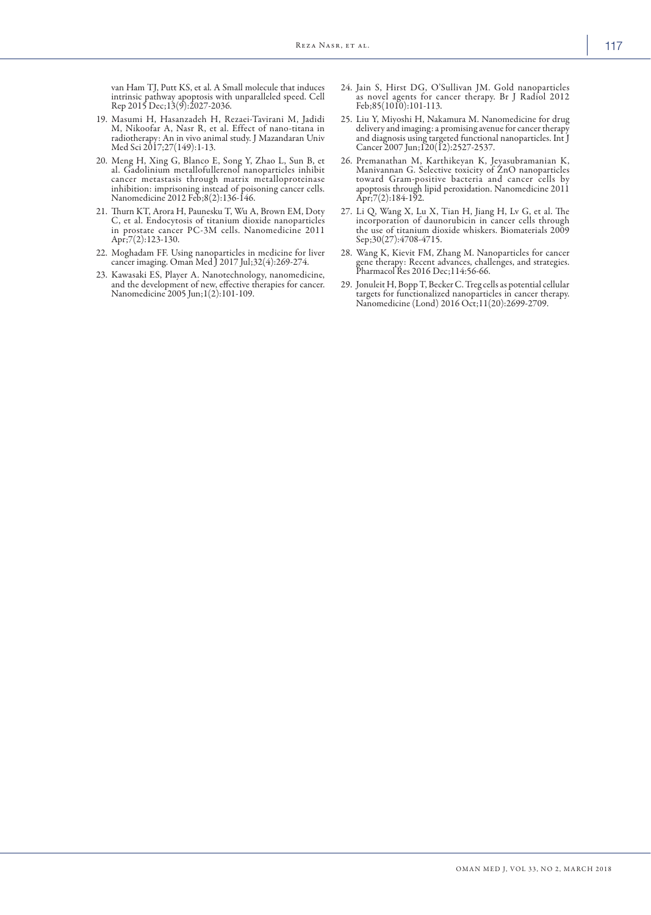van Ham TJ, Putt KS, et al. A Small molecule that induces intrinsic pathway apoptosis with unparalleled speed. Cell Rep 2015 Dec;13(9):2027-2036.

19. Masumi H, Hasanzadeh H, Rezaei-Tavirani M, Jadidi M, Nikoofar A, Nasr R, et al. Effect of nano-titana in radiotherapy: An in vivo animal study. J Mazandaran Univ Med Sci 2017;27(149):1-13.
20. Meng H, Xing G, Blanco E, Song Y, Zhao L, Sun B, et al. Gadolinium metallofullerenol nanoparticles inhibit cancer metastasis through matrix metalloproteinase inhibition: imprisoning instead of poisoning cancer cells. Nanomedicine 2012 Feb;8(2):136-146.
21. Thurn KT, Arora H, Paunesku T, Wu A, Brown EM, Doty C, et al. Endocytosis of titanium dioxide nanoparticles in prostate cancer PC-3M cells. Nanomedicine 2011 Apr;7(2):123-130.
22. Moghadam FF. Using nanoparticles in medicine for liver cancer imaging. Oman Med J 2017 Jul;32(4):269-274.
23. Kawasaki ES, Player A. Nanotechnology, nanomedicine, and the development of new, effective therapies for cancer. Nanomedicine 2005 Jun;1(2):101-109.
24. Jain S, Hirst DG, O'Sullivan JM. Gold nanoparticles as novel agents for cancer therapy. Br J Radiol 2012 Feb;85(1010):101-113.
25. Liu Y, Miyoshi H, Nakamura M. Nanomedicine for drug delivery and imaging: a promising avenue for cancer therapy and diagnosis using targeted functional nanoparticles. Int J Cancer 2007 Jun;120(12):2527-2537.
26. Premanathan M, Karthikeyan K, Jeyasubramanian K, Manivannan G. Selective toxicity of ZnO nanoparticles toward Gram-positive bacteria and cancer cells by apoptosis through lipid peroxidation. Nanomedicine 2011 Apr;7(2):184-192.
27. Li Q, Wang X, Lu X, Tian H, Jiang H, Lv G, et al. The incorporation of daunorubicin in cancer cells through the use of titanium dioxide whiskers. Biomaterials 2009 Sep;30(27):4708-4715.
28. Wang K, Kievit FM, Zhang M. Nanoparticles for cancer gene therapy: Recent advances, challenges, and strategies. Pharmacol Res 2016 Dec;114:56-66.
29. Jonuleit H, Bopp T, Becker C. Treg cells as potential cellular targets for functionalized nanoparticles in cancer therapy. Nanomedicine (Lond) 2016 Oct;11(20):2699-2709.